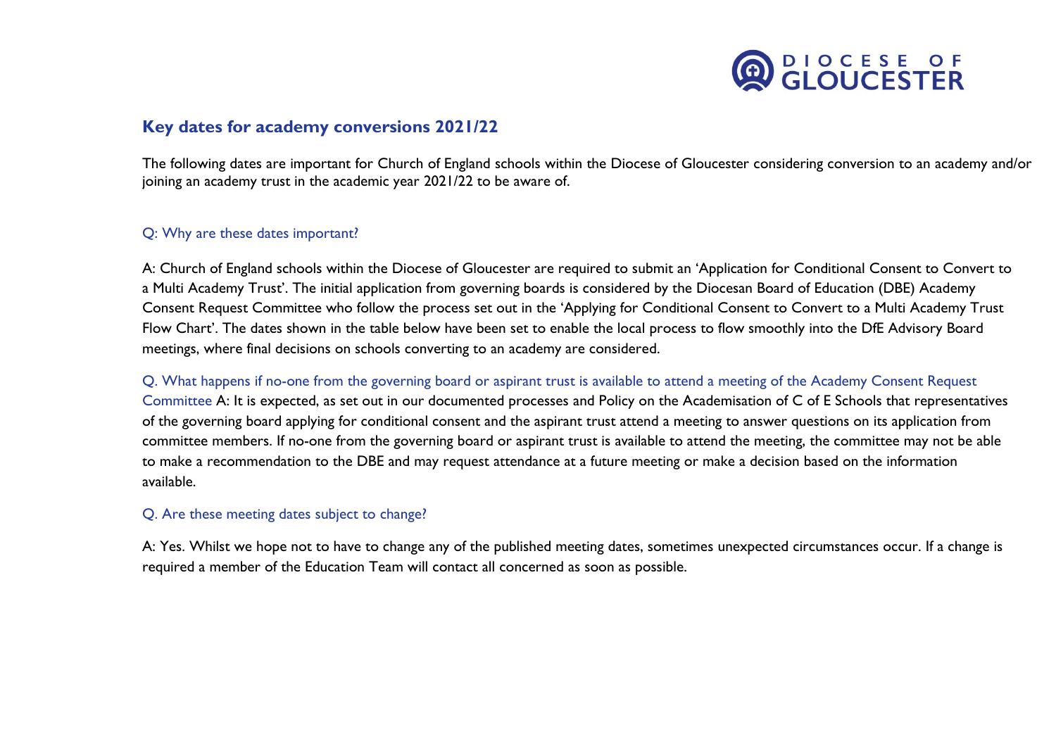DIOCESE OF GLOUCESTER

## Key dates for academy conversions 2021/22

The following dates are important for Church of England schools within the Diocese of Gloucester considering conversion to an academy and/or joining an academy trust in the academic year 2021/22 to be aware of.

### Q: Why are these dates important?

A: Church of England schools within the Diocese of Gloucester are required to submit an 'Application for Conditional Consent to Convert to a Multi Academy Trust'. The initial application from governing boards is considered by the Diocesan Board of Education (DBE) Academy Consent Request Committee who follow the process set out in the 'Applying for Conditional Consent to Convert to a Multi Academy Trust Flow Chart'. The dates shown in the table below have been set to enable the local process to flow smoothly into the DfE Advisory Board meetings, where final decisions on schools converting to an academy are considered.

Q. What happens if no-one from the governing board or aspirant trust is available to attend a meeting of the Academy Consent Request Committee A: It is expected, as set out in our documented processes and Policy on the Academisation of C of E Schools that representatives of the governing board applying for conditional consent and the aspirant trust attend a meeting to answer questions on its application from committee members. If no-one from the governing board or aspirant trust is available to attend the meeting, the committee may not be able to make a recommendation to the DBE and may request attendance at a future meeting or make a decision based on the information available.

### Q. Are these meeting dates subject to change?

A: Yes. Whilst we hope not to have to change any of the published meeting dates, sometimes unexpected circumstances occur. If a change is required a member of the Education Team will contact all concerned as soon as possible.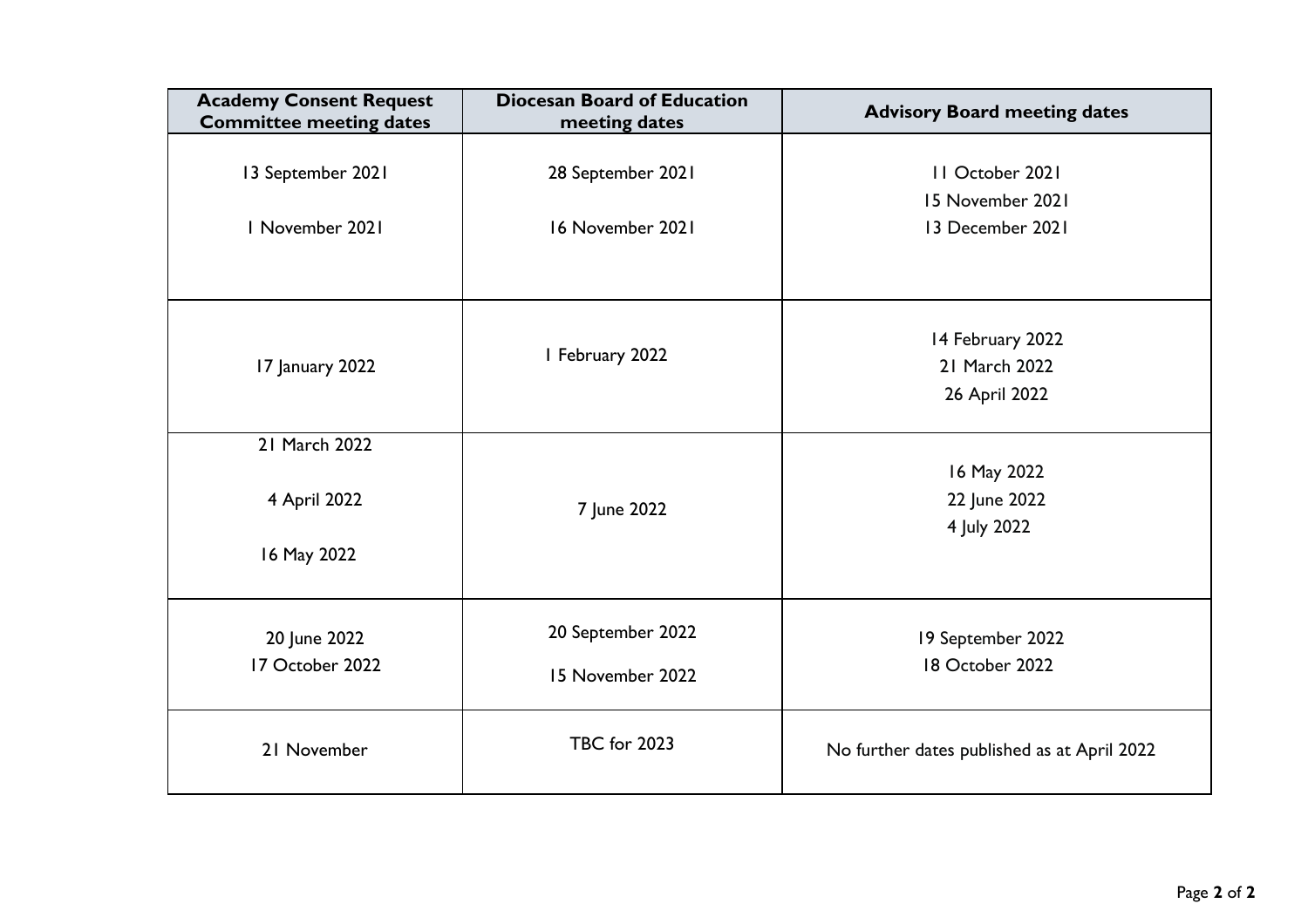| Academy Consent Request Committee meeting dates | Diocesan Board of Education meeting dates | Advisory Board meeting dates |
|---|---|---|
| 13 September 2021<br>1 November 2021 | 28 September 2021<br>16 November 2021 | 11 October 2021<br>15 November 2021<br>13 December 2021 |
| 17 January 2022 | 1 February 2022 | 14 February 2022<br>21 March 2022<br>26 April 2022 |
| 21 March 2022<br>4 April 2022<br>16 May 2022 | 7 June 2022 | 16 May 2022<br>22 June 2022<br>4 July 2022 |
| 20 June 2022<br>17 October 2022 | 20 September 2022<br>15 November 2022 | 19 September 2022<br>18 October 2022 |
| 21 November | TBC for 2023 | No further dates published as at April 2022 |